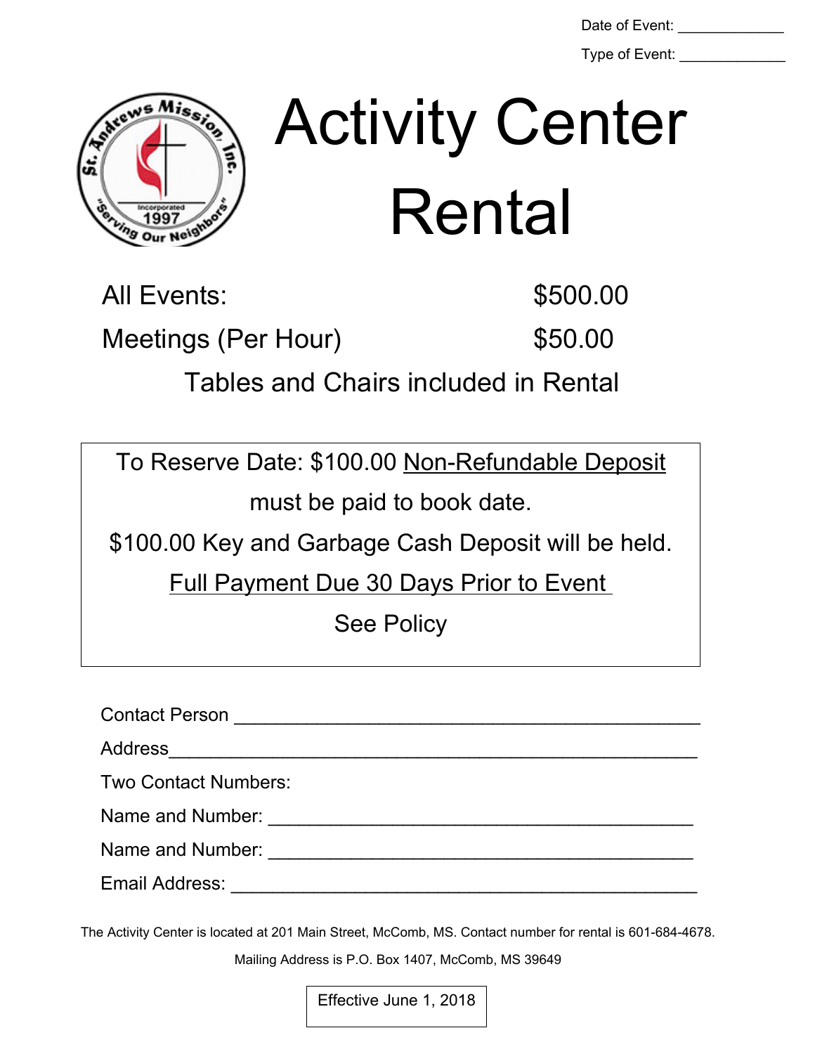Date of Event: _____________

Type of Event: _____________

# Activity Center Rental

| All Events: | $500.00 |
| --- | --- |
| Meetings (Per Hour) | $50.00 |

Tables and Chairs included in Rental

To Reserve Date: $100.00 Non-Refundable Deposit must be paid to book date.

$100.00 Key and Garbage Cash Deposit will be held.

Full Payment Due 30 Days Prior to Event

See Policy

Contact Person _____________________________________________

Address_____________________________________________________

Two Contact Numbers:

Name and Number: _________________________________________

Name and Number: _________________________________________

Email Address: _____________________________________________

The Activity Center is located at 201 Main Street, McComb, MS. Contact number for rental is 601-684-4678.

Mailing Address is P.O. Box 1407, McComb, MS 39649

Effective June 1, 2018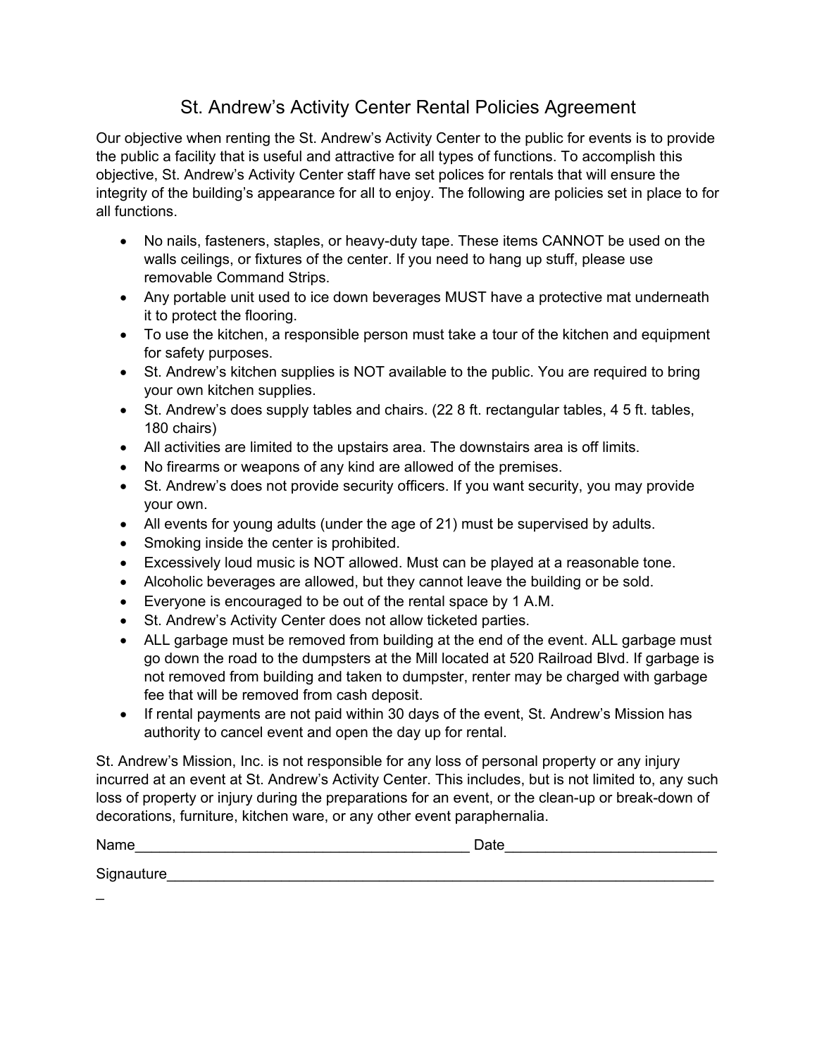# St. Andrew's Activity Center Rental Policies Agreement

Our objective when renting the St. Andrew's Activity Center to the public for events is to provide the public a facility that is useful and attractive for all types of functions. To accomplish this objective, St. Andrew's Activity Center staff have set polices for rentals that will ensure the integrity of the building's appearance for all to enjoy. The following are policies set in place to for all functions.

- No nails, fasteners, staples, or heavy-duty tape. These items CANNOT be used on the walls ceilings, or fixtures of the center. If you need to hang up stuff, please use removable Command Strips.
- Any portable unit used to ice down beverages MUST have a protective mat underneath it to protect the flooring.
- To use the kitchen, a responsible person must take a tour of the kitchen and equipment for safety purposes.
- St. Andrew's kitchen supplies is NOT available to the public. You are required to bring your own kitchen supplies.
- St. Andrew's does supply tables and chairs. (22 8 ft. rectangular tables, 4 5 ft. tables, 180 chairs)
- All activities are limited to the upstairs area. The downstairs area is off limits.
- No firearms or weapons of any kind are allowed of the premises.
- St. Andrew's does not provide security officers. If you want security, you may provide your own.
- All events for young adults (under the age of 21) must be supervised by adults.
- Smoking inside the center is prohibited.
- Excessively loud music is NOT allowed. Must can be played at a reasonable tone.
- Alcoholic beverages are allowed, but they cannot leave the building or be sold.
- Everyone is encouraged to be out of the rental space by 1 A.M.
- St. Andrew's Activity Center does not allow ticketed parties.
- ALL garbage must be removed from building at the end of the event. ALL garbage must go down the road to the dumpsters at the Mill located at 520 Railroad Blvd. If garbage is not removed from building and taken to dumpster, renter may be charged with garbage fee that will be removed from cash deposit.
- If rental payments are not paid within 30 days of the event, St. Andrew's Mission has authority to cancel event and open the day up for rental.

St. Andrew's Mission, Inc. is not responsible for any loss of personal property or any injury incurred at an event at St. Andrew's Activity Center. This includes, but is not limited to, any such loss of property or injury during the preparations for an event, or the clean-up or break-down of decorations, furniture, kitchen ware, or any other event paraphernalia.

Name__________________________________________ Date___________________________

Signauture______________________________________________________________________